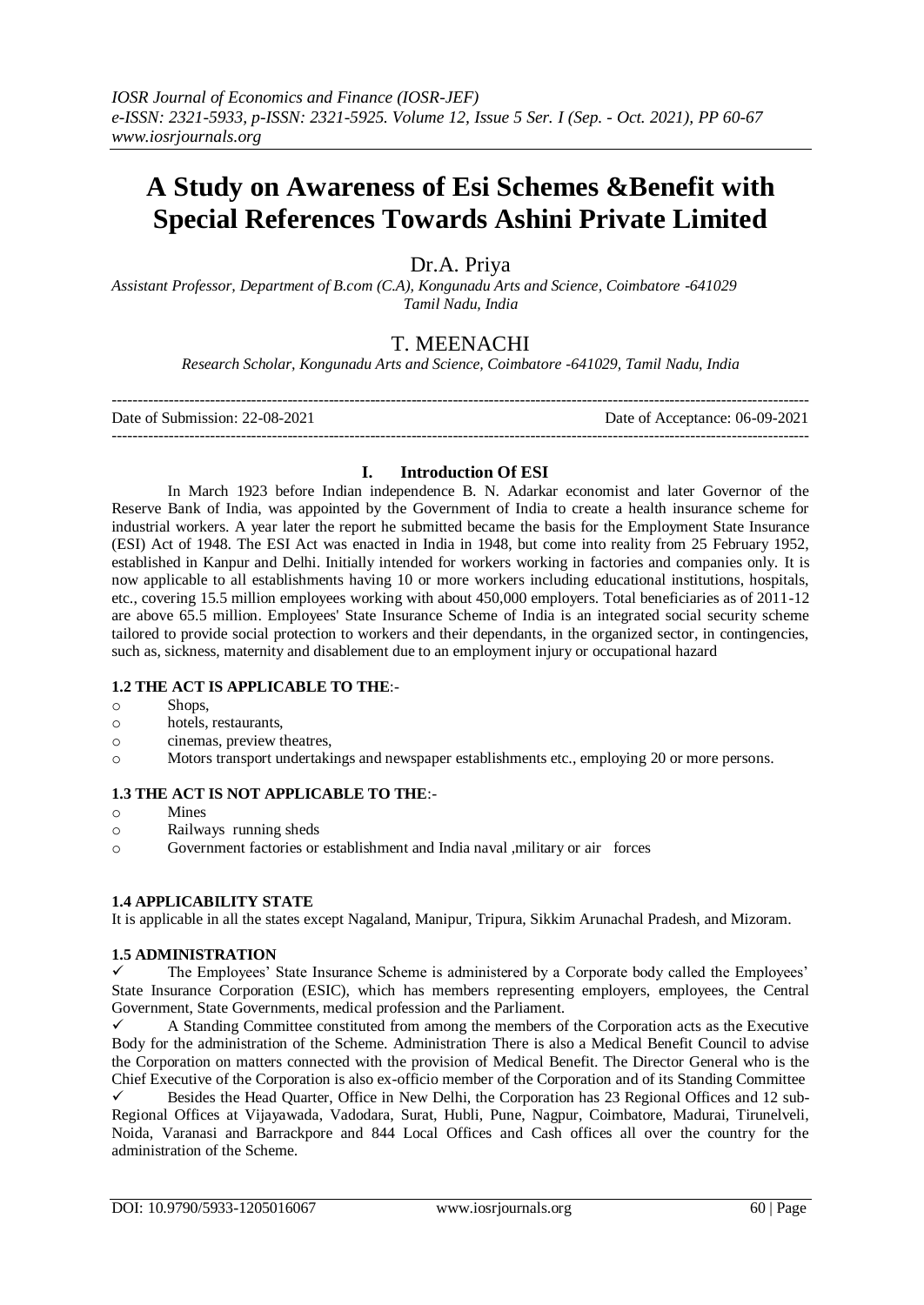# A Study on Awareness of Esi Schemes &Benefit with Special References Towards Ashini Private Limited

Dr.A. Priya

*Assistant Professor, Department of B.com (C.A), Kongunadu Arts and Science, Coimbatore -641029 Tamil Nadu, India*

T. MEENACHI

*Research Scholar, Kongunadu Arts and Science, Coimbatore -641029, Tamil Nadu, India*

Date of Submission: 22-08-2021 Date of Acceptance: 06-09-2021

## I. Introduction Of ESI

In March 1923 before Indian independence B. N. Adarkar economist and later Governor of the Reserve Bank of India, was appointed by the Government of India to create a health insurance scheme for industrial workers. A year later the report he submitted became the basis for the Employment State Insurance (ESI) Act of 1948. The ESI Act was enacted in India in 1948, but come into reality from 25 February 1952, established in Kanpur and Delhi. Initially intended for workers working in factories and companies only. It is now applicable to all establishments having 10 or more workers including educational institutions, hospitals, etc., covering 15.5 million employees working with about 450,000 employers. Total beneficiaries as of 2011-12 are above 65.5 million. Employees' State Insurance Scheme of India is an integrated social security scheme tailored to provide social protection to workers and their dependants, in the organized sector, in contingencies, such as, sickness, maternity and disablement due to an employment injury or occupational hazard

### 1.2 THE ACT IS APPLICABLE TO THE:-

- Shops,
- hotels, restaurants,
- cinemas, preview theatres,
- Motors transport undertakings and newspaper establishments etc., employing 20 or more persons.

### 1.3 THE ACT IS NOT APPLICABLE TO THE:-

- Mines
- Railways running sheds
- Government factories or establishment and India naval ,military or air forces

### 1.4 APPLICABILITY STATE

It is applicable in all the states except Nagaland, Manipur, Tripura, Sikkim Arunachal Pradesh, and Mizoram.

### 1.5 ADMINISTRATION

- ✓ The Employees' State Insurance Scheme is administered by a Corporate body called the Employees' State Insurance Corporation (ESIC), which has members representing employers, employees, the Central Government, State Governments, medical profession and the Parliament.
- ✓ A Standing Committee constituted from among the members of the Corporation acts as the Executive Body for the administration of the Scheme. Administration There is also a Medical Benefit Council to advise the Corporation on matters connected with the provision of Medical Benefit. The Director General who is the Chief Executive of the Corporation is also ex-officio member of the Corporation and of its Standing Committee
- ✓ Besides the Head Quarter, Office in New Delhi, the Corporation has 23 Regional Offices and 12 sub-Regional Offices at Vijayawada, Vadodara, Surat, Hubli, Pune, Nagpur, Coimbatore, Madurai, Tirunelveli, Noida, Varanasi and Barrackpore and 844 Local Offices and Cash offices all over the country for the administration of the Scheme.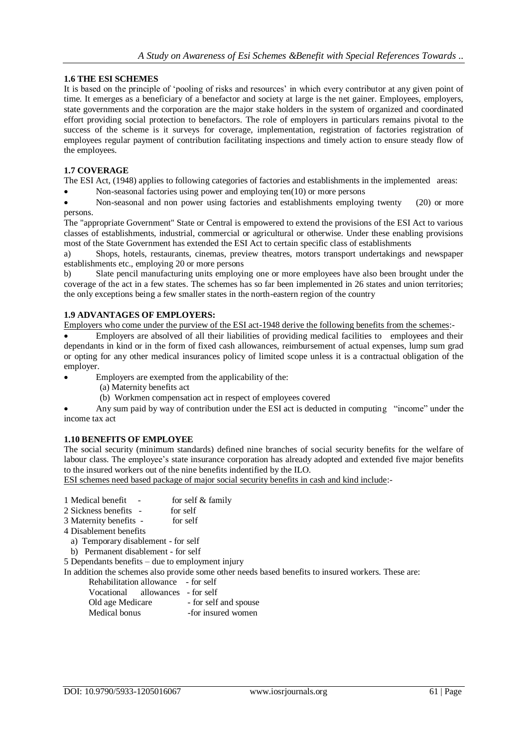### 1.6 THE ESI SCHEMES

It is based on the principle of 'pooling of risks and resources' in which every contributor at any given point of time. It emerges as a beneficiary of a benefactor and society at large is the net gainer. Employees, employers, state governments and the corporation are the major stake holders in the system of organized and coordinated effort providing social protection to benefactors. The role of employers in particulars remains pivotal to the success of the scheme is it surveys for coverage, implementation, registration of factories registration of employees regular payment of contribution facilitating inspections and timely action to ensure steady flow of the employees.

### 1.7 COVERAGE

The ESI Act, (1948) applies to following categories of factories and establishments in the implemented areas:

- Non-seasonal factories using power and employing ten(10) or more persons
- Non-seasonal and non power using factories and establishments employing twenty (20) or more persons.

The "appropriate Government" State or Central is empowered to extend the provisions of the ESI Act to various classes of establishments, industrial, commercial or agricultural or otherwise. Under these enabling provisions most of the State Government has extended the ESI Act to certain specific class of establishments

a) Shops, hotels, restaurants, cinemas, preview theatres, motors transport undertakings and newspaper establishments etc., employing 20 or more persons

b) Slate pencil manufacturing units employing one or more employees have also been brought under the coverage of the act in a few states. The schemes has so far been implemented in 26 states and union territories; the only exceptions being a few smaller states in the north-eastern region of the country

### 1.9 ADVANTAGES OF EMPLOYERS:

Employers who come under the purview of the ESI act-1948 derive the following benefits from the schemes:-

- Employers are absolved of all their liabilities of providing medical facilities to employees and their dependants in kind or in the form of fixed cash allowances, reimbursement of actual expenses, lump sum grad or opting for any other medical insurances policy of limited scope unless it is a contractual obligation of the employer.
- Employers are exempted from the applicability of the:
  - (a) Maternity benefits act
  - (b) Workmen compensation act in respect of employees covered
- Any sum paid by way of contribution under the ESI act is deducted in computing "income" under the income tax act

### 1.10 BENEFITS OF EMPLOYEE

The social security (minimum standards) defined nine branches of social security benefits for the welfare of labour class. The employee's state insurance corporation has already adopted and extended five major benefits to the insured workers out of the nine benefits indentified by the ILO.

ESI schemes need based package of major social security benefits in cash and kind include:-

1 Medical benefit - for self & family
2 Sickness benefits - for self
3 Maternity benefits - for self
4 Disablement benefits
  a) Temporary disablement - for self
  b) Permanent disablement - for self
5 Dependants benefits – due to employment injury

In addition the schemes also provide some other needs based benefits to insured workers. These are:

Rehabilitation allowance - for self
Vocational allowances - for self
Old age Medicare - for self and spouse
Medical bonus -for insured women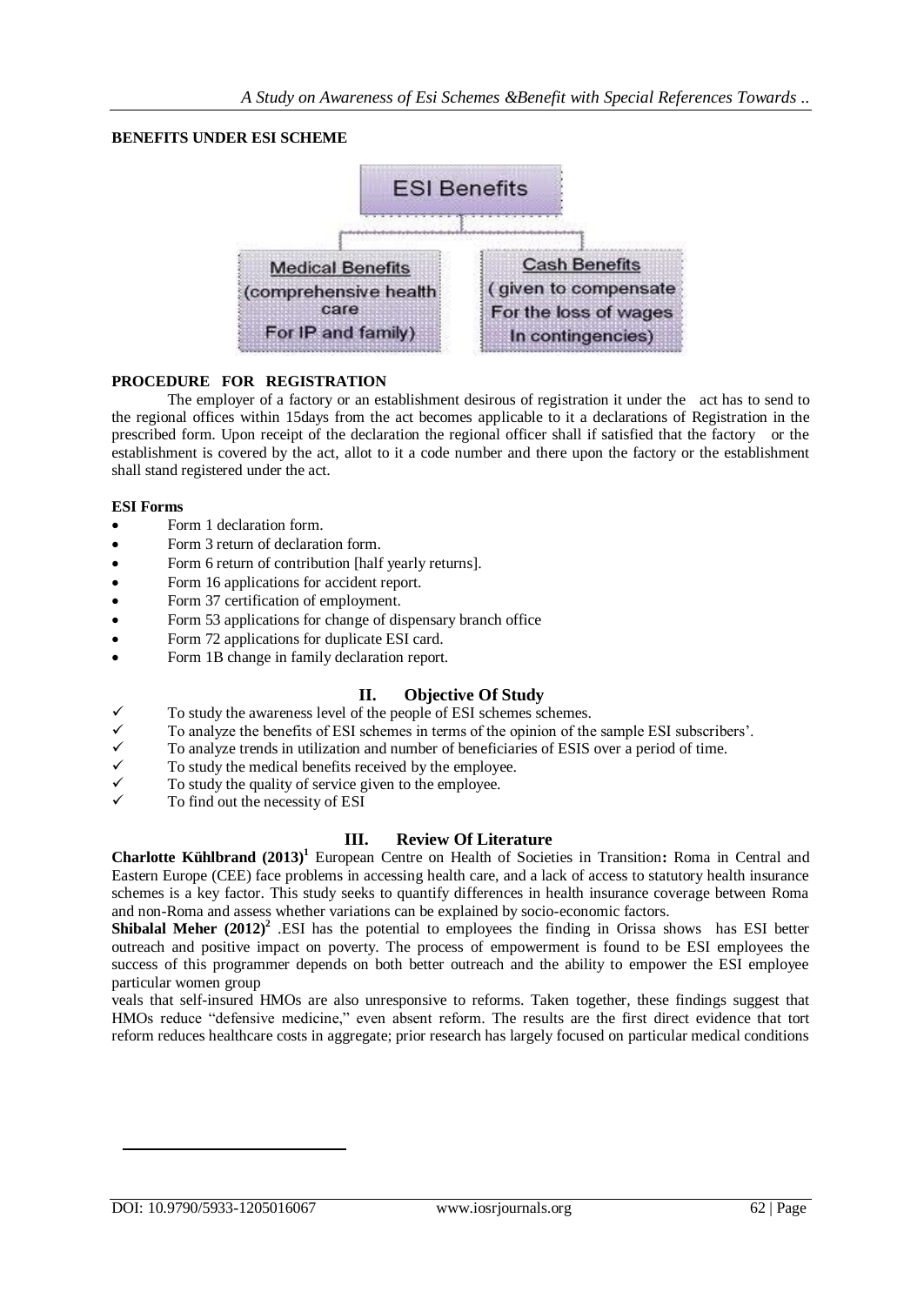**BENEFITS UNDER ESI SCHEME**

ESI Benefits

- Medical Benefits (comprehensive health care For IP and family)
- Cash Benefits ( given to compensate For the loss of wages In contingencies)

**PROCEDURE FOR REGISTRATION**

The employer of a factory or an establishment desirous of registration it under the act has to send to the regional offices within 15days from the act becomes applicable to it a declarations of Registration in the prescribed form. Upon receipt of the declaration the regional officer shall if satisfied that the factory or the establishment is covered by the act, allot to it a code number and there upon the factory or the establishment shall stand registered under the act.

**ESI Forms**

- Form 1 declaration form.
- Form 3 return of declaration form.
- Form 6 return of contribution [half yearly returns].
- Form 16 applications for accident report.
- Form 37 certification of employment.
- Form 53 applications for change of dispensary branch office
- Form 72 applications for duplicate ESI card.
- Form 1B change in family declaration report.

## II. Objective Of Study

- ✓ To study the awareness level of the people of ESI schemes schemes.
- ✓ To analyze the benefits of ESI schemes in terms of the opinion of the sample ESI subscribers'.
- ✓ To analyze trends in utilization and number of beneficiaries of ESIS over a period of time.
- ✓ To study the medical benefits received by the employee.
- ✓ To study the quality of service given to the employee.
- ✓ To find out the necessity of ESI

## III. Review Of Literature

**Charlotte Kühlbrand (2013)[1]** European Centre on Health of Societies in Transition**:** Roma in Central and Eastern Europe (CEE) face problems in accessing health care, and a lack of access to statutory health insurance schemes is a key factor. This study seeks to quantify differences in health insurance coverage between Roma and non-Roma and assess whether variations can be explained by socio-economic factors.

**Shibalal Meher (2012)[2]** .ESI has the potential to employees the finding in Orissa shows has ESI better outreach and positive impact on poverty. The process of empowerment is found to be ESI employees the success of this programmer depends on both better outreach and the ability to empower the ESI employee particular women group

veals that self-insured HMOs are also unresponsive to reforms. Taken together, these findings suggest that HMOs reduce "defensive medicine," even absent reform. The results are the first direct evidence that tort reform reduces healthcare costs in aggregate; prior research has largely focused on particular medical conditions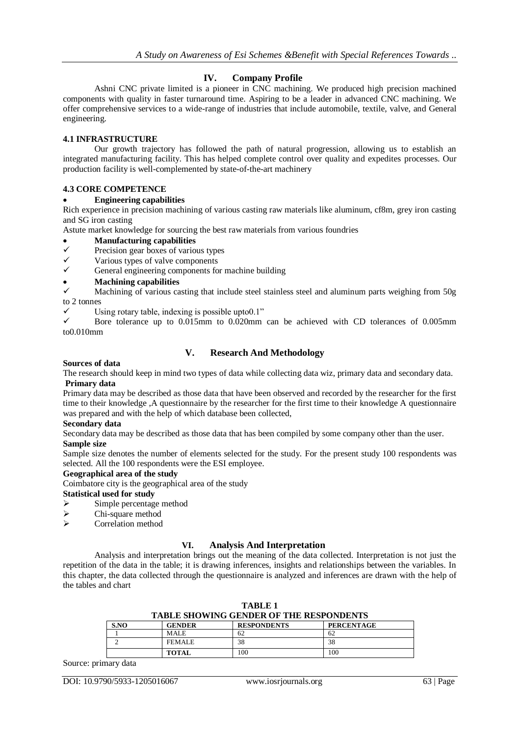## IV. Company Profile

Ashni CNC private limited is a pioneer in CNC machining. We produced high precision machined components with quality in faster turnaround time. Aspiring to be a leader in advanced CNC machining. We offer comprehensive services to a wide-range of industries that include automobile, textile, valve, and General engineering.

### 4.1 INFRASTRUCTURE

Our growth trajectory has followed the path of natural progression, allowing us to establish an integrated manufacturing facility. This has helped complete control over quality and expedites processes. Our production facility is well-complemented by state-of-the-art machinery

### 4.3 CORE COMPETENCE

- **Engineering capabilities**

Rich experience in precision machining of various casting raw materials like aluminum, cf8m, grey iron casting and SG iron casting

Astute market knowledge for sourcing the best raw materials from various foundries

- **Manufacturing capabilities**
  - ✓ Precision gear boxes of various types
  - ✓ Various types of valve components
  - ✓ General engineering components for machine building
- **Machining capabilities**
  - ✓ Machining of various casting that include steel stainless steel and aluminum parts weighing from 50g to 2 tonnes
  - ✓ Using rotary table, indexing is possible upto0.1"
  - ✓ Bore tolerance up to 0.015mm to 0.020mm can be achieved with CD tolerances of 0.005mm to0.010mm

## V. Research And Methodology

**Sources of data**

The research should keep in mind two types of data while collecting data wiz, primary data and secondary data.

**Primary data**

Primary data may be described as those data that have been observed and recorded by the researcher for the first time to their knowledge ,A questionnaire by the researcher for the first time to their knowledge A questionnaire was prepared and with the help of which database been collected,

**Secondary data**

Secondary data may be described as those data that has been compiled by some company other than the user.

**Sample size**

Sample size denotes the number of elements selected for the study. For the present study 100 respondents was selected. All the 100 respondents were the ESI employee.

**Geographical area of the study**

Coimbatore city is the geographical area of the study

**Statistical used for study**

- ➢ Simple percentage method
- ➢ Chi-square method
- ➢ Correlation method

## VI. Analysis And Interpretation

Analysis and interpretation brings out the meaning of the data collected. Interpretation is not just the repetition of the data in the table; it is drawing inferences, insights and relationships between the variables. In this chapter, the data collected through the questionnaire is analyzed and inferences are drawn with the help of the tables and chart

**TABLE 1**
**TABLE SHOWING GENDER OF THE RESPONDENTS**

| S.NO | GENDER | RESPONDENTS | PERCENTAGE |
|---|---|---|---|
| 1 | MALE | 62 | 62 |
| 2 | FEMALE | 38 | 38 |
| | **TOTAL** | 100 | 100 |

Source: primary data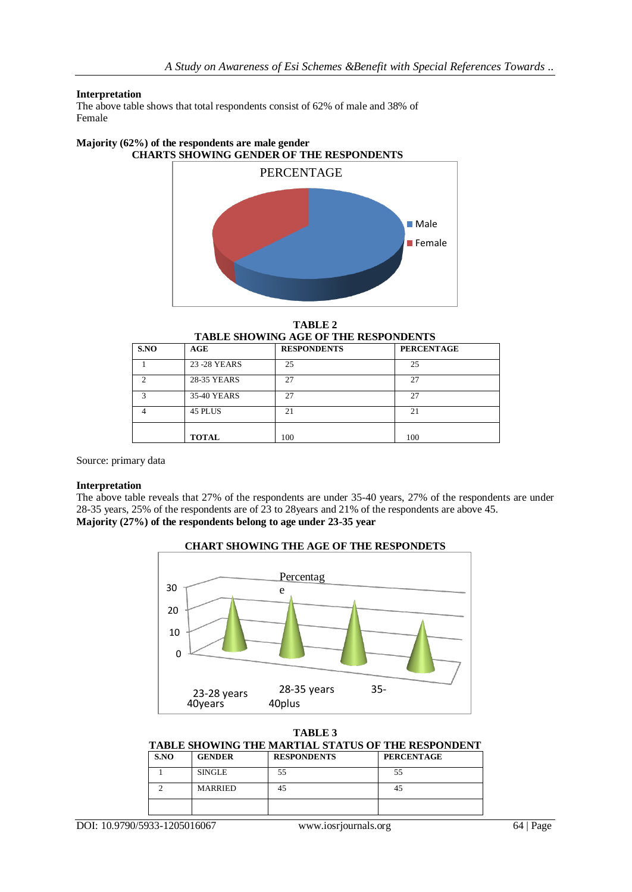**Interpretation**

The above table shows that total respondents consist of 62% of male and 38% of Female

**Majority (62%) of the respondents are male gender**

**CHARTS SHOWING GENDER OF THE RESPONDENTS**

PERCENTAGE

Male

Female

**TABLE 2**

**TABLE SHOWING AGE OF THE RESPONDENTS**

| S.NO | AGE | RESPONDENTS | PERCENTAGE |
|---|---|---|---|
| 1 | 23 -28 YEARS | 25 | 25 |
| 2 | 28-35 YEARS | 27 | 27 |
| 3 | 35-40 YEARS | 27 | 27 |
| 4 | 45 PLUS | 21 | 21 |
| | **TOTAL** | 100 | 100 |

Source: primary data

**Interpretation**

The above table reveals that 27% of the respondents are under 35-40 years, 27% of the respondents are under 28-35 years, 25% of the respondents are of 23 to 28years and 21% of the respondents are above 45.

**Majority (27%) of the respondents belong to age under 23-35 year**

**CHART SHOWING THE AGE OF THE RESPONDETS**

Percentag e

30

20

10

0

23-28 years 28-35 years 35-40years 40plus

**TABLE 3**

**TABLE SHOWING THE MARTIAL STATUS OF THE RESPONDENT**

| S.NO | GENDER | RESPONDENTS | PERCENTAGE |
|---|---|---|---|
| 1 | SINGLE | 55 | 55 |
| 2 | MARRIED | 45 | 45 |
| | | | |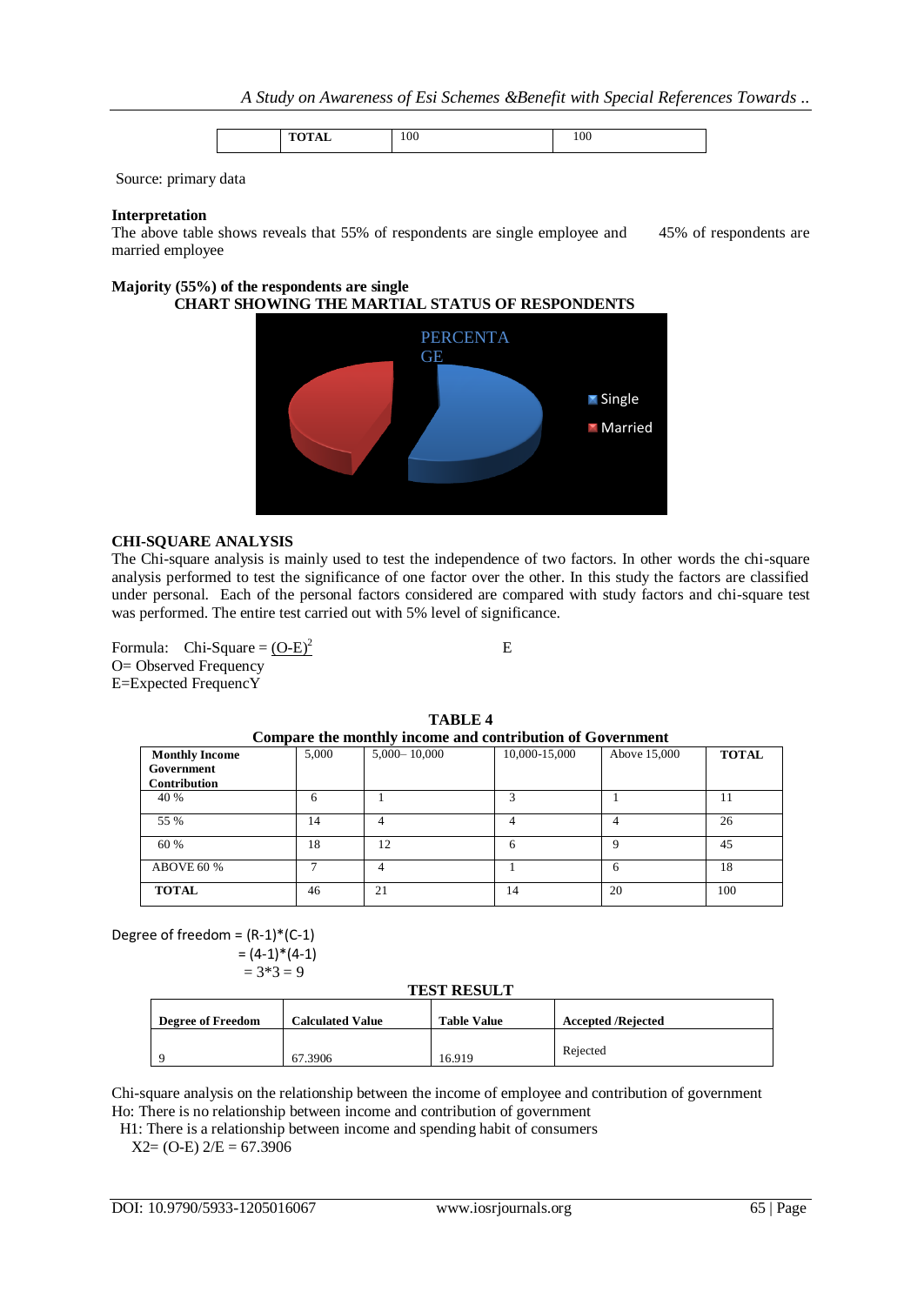| | TOTAL | 100 | 100 |
|---|---|---|---|

Source: primary data

**Interpretation**

The above table shows reveals that 55% of respondents are single employee and 45% of respondents are married employee

**Majority (55%) of the respondents are single**

**CHART SHOWING THE MARTIAL STATUS OF RESPONDENTS**

## CHI-SQUARE ANALYSIS

The Chi-square analysis is mainly used to test the independence of two factors. In other words the chi-square analysis performed to test the significance of one factor over the other. In this study the factors are classified under personal. Each of the personal factors considered are compared with study factors and chi-square test was performed. The entire test carried out with 5% level of significance.

Formula: Chi-Square = $\frac{(O-E)^2}{E}$

O= Observed Frequency

E=Expected FrequencY

**TABLE 4**

**Compare the monthly income and contribution of Government**

| Monthly Income Government Contribution | 5,000 | 5,000– 10,000 | 10,000-15,000 | Above 15,000 | TOTAL |
|---|---|---|---|---|---|
| 40 % | 6 | 1 | 3 | 1 | 11 |
| 55 % | 14 | 4 | 4 | 4 | 26 |
| 60 % | 18 | 12 | 6 | 9 | 45 |
| ABOVE 60 % | 7 | 4 | 1 | 6 | 18 |
| **TOTAL** | 46 | 21 | 14 | 20 | 100 |

Degree of freedom = (R-1)*(C-1)

= (4-1)*(4-1)

= 3*3 = 9

**TEST RESULT**

| Degree of Freedom | Calculated Value | Table Value | Accepted /Rejected |
|---|---|---|---|
| 9 | 67.3906 | 16.919 | Rejected |

Chi-square analysis on the relationship between the income of employee and contribution of government

Ho: There is no relationship between income and contribution of government

H1: There is a relationship between income and spending habit of consumers

$X2= (O-E)\ 2/E = 67.3906$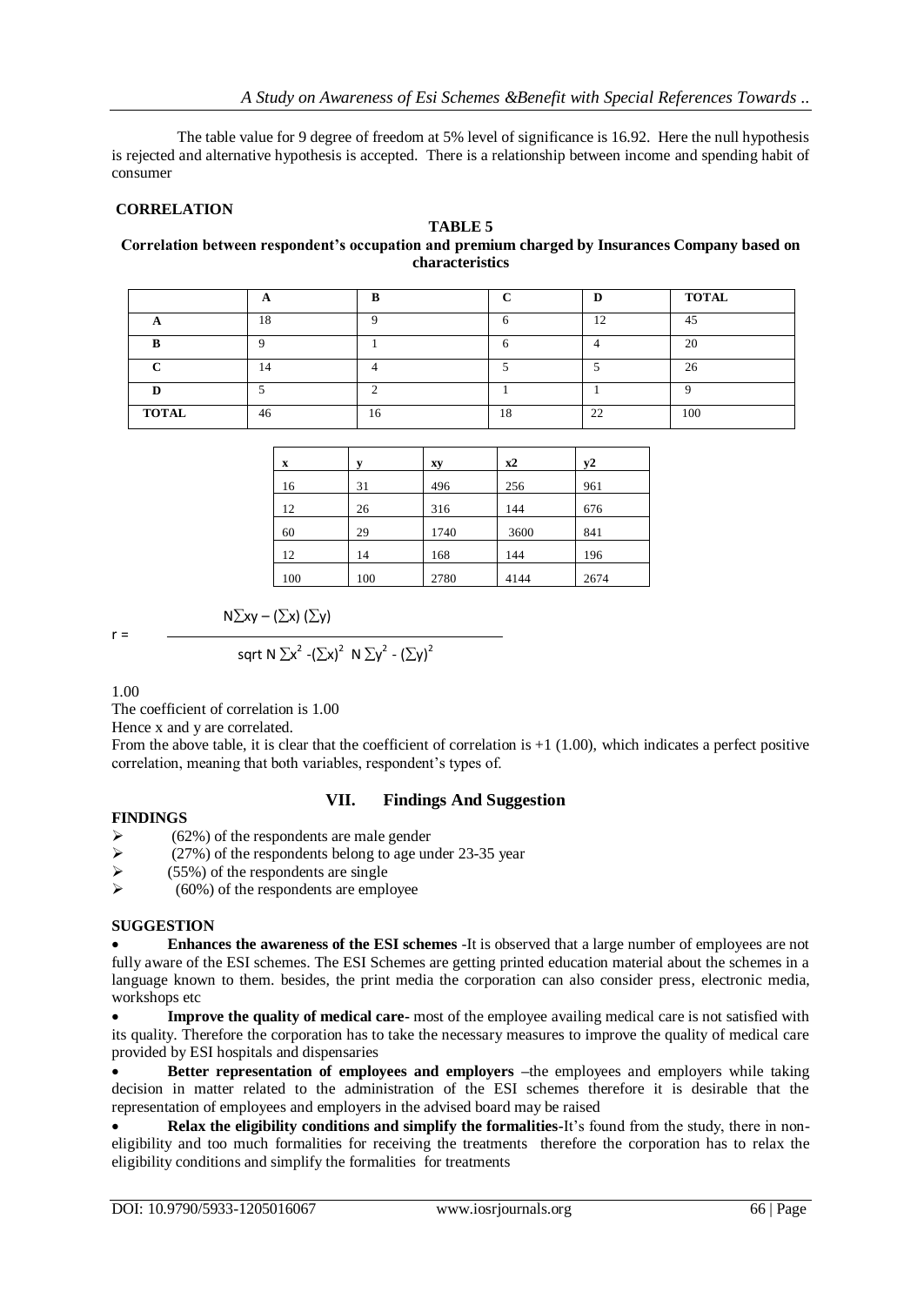The table value for 9 degree of freedom at 5% level of significance is 16.92. Here the null hypothesis is rejected and alternative hypothesis is accepted. There is a relationship between income and spending habit of consumer

**CORRELATION**

**TABLE 5**

**Correlation between respondent's occupation and premium charged by Insurances Company based on characteristics**

| | A | B | C | D | TOTAL |
|---|---|---|---|---|---|
| **A** | 18 | 9 | 6 | 12 | 45 |
| **B** | 9 | 1 | 6 | 4 | 20 |
| **C** | 14 | 4 | 5 | 5 | 26 |
| **D** | 5 | 2 | 1 | 1 | 9 |
| **TOTAL** | 46 | 16 | 18 | 22 | 100 |

| x | y | xy | x2 | y2 |
|---|---|---|---|---|
| 16 | 31 | 496 | 256 | 961 |
| 12 | 26 | 316 | 144 | 676 |
| 60 | 29 | 1740 | 3600 | 841 |
| 12 | 14 | 168 | 144 | 196 |
| 100 | 100 | 2780 | 4144 | 2674 |

$$r = \frac{N\sum xy - (\sum x)(\sum y)}{\text{sqrt } N\sum x^2 - (\sum x)^2 \;\; N\sum y^2 - (\sum y)^2}$$

1.00

The coefficient of correlation is 1.00

Hence x and y are correlated.

From the above table, it is clear that the coefficient of correlation is +1 (1.00), which indicates a perfect positive correlation, meaning that both variables, respondent's types of.

## VII. Findings And Suggestion

**FINDINGS**

- (62%) of the respondents are male gender
- (27%) of the respondents belong to age under 23-35 year
- (55%) of the respondents are single
- (60%) of the respondents are employee

**SUGGESTION**

- **Enhances the awareness of the ESI schemes** -It is observed that a large number of employees are not fully aware of the ESI schemes. The ESI Schemes are getting printed education material about the schemes in a language known to them. besides, the print media the corporation can also consider press, electronic media, workshops etc
- **Improve the quality of medical care-** most of the employee availing medical care is not satisfied with its quality. Therefore the corporation has to take the necessary measures to improve the quality of medical care provided by ESI hospitals and dispensaries
- **Better representation of employees and employers** –the employees and employers while taking decision in matter related to the administration of the ESI schemes therefore it is desirable that the representation of employees and employers in the advised board may be raised
- **Relax the eligibility conditions and simplify the formalities-**It's found from the study, there in non-eligibility and too much formalities for receiving the treatments therefore the corporation has to relax the eligibility conditions and simplify the formalities for treatments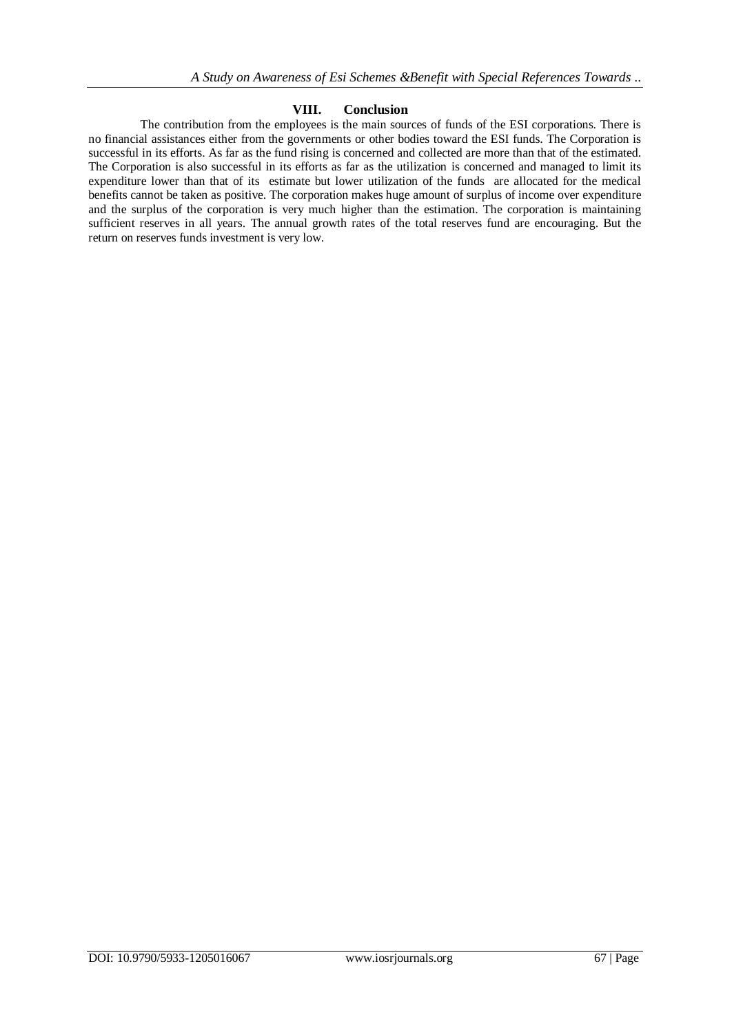## VIII. Conclusion

The contribution from the employees is the main sources of funds of the ESI corporations. There is no financial assistances either from the governments or other bodies toward the ESI funds. The Corporation is successful in its efforts. As far as the fund rising is concerned and collected are more than that of the estimated. The Corporation is also successful in its efforts as far as the utilization is concerned and managed to limit its expenditure lower than that of its estimate but lower utilization of the funds are allocated for the medical benefits cannot be taken as positive. The corporation makes huge amount of surplus of income over expenditure and the surplus of the corporation is very much higher than the estimation. The corporation is maintaining sufficient reserves in all years. The annual growth rates of the total reserves fund are encouraging. But the return on reserves funds investment is very low.